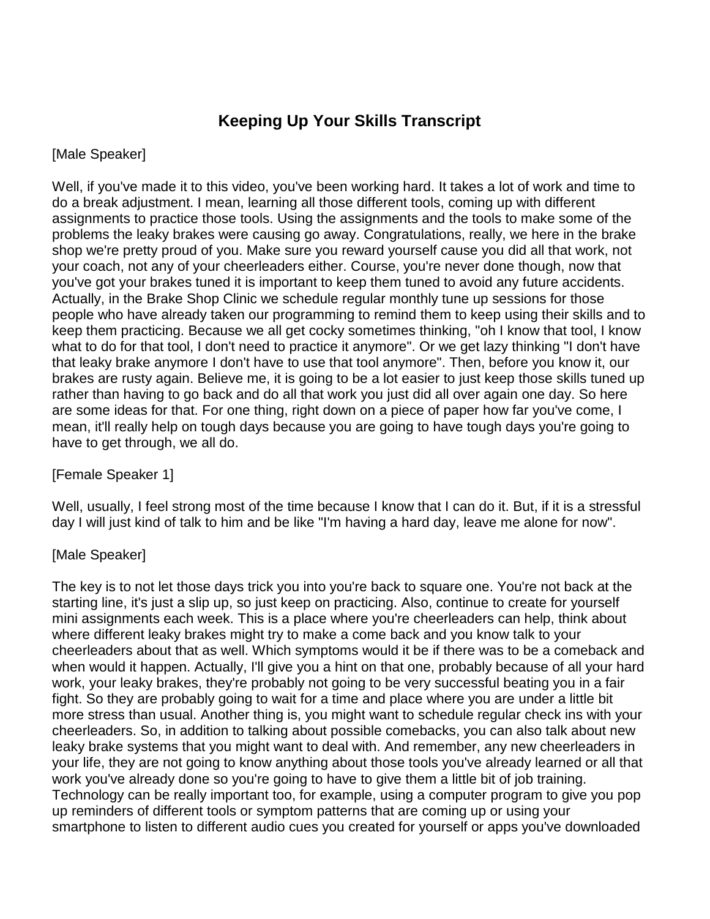# Keeping Up Your Skills Transcript

[Male Speaker]

Well, if you've made it to this video, you've been working hard. It takes a lot of work and time to do a break adjustment. I mean, learning all those different tools, coming up with different assignments to practice those tools. Using the assignments and the tools to make some of the problems the leaky brakes were causing go away. Congratulations, really, we here in the brake shop we're pretty proud of you. Make sure you reward yourself cause you did all that work, not your coach, not any of your cheerleaders either. Course, you're never done though, now that you've got your brakes tuned it is important to keep them tuned to avoid any future accidents. Actually, in the Brake Shop Clinic we schedule regular monthly tune up sessions for those people who have already taken our programming to remind them to keep using their skills and to keep them practicing. Because we all get cocky sometimes thinking, "oh I know that tool, I know what to do for that tool, I don't need to practice it anymore". Or we get lazy thinking "I don't have that leaky brake anymore I don't have to use that tool anymore". Then, before you know it, our brakes are rusty again. Believe me, it is going to be a lot easier to just keep those skills tuned up rather than having to go back and do all that work you just did all over again one day. So here are some ideas for that. For one thing, right down on a piece of paper how far you've come, I mean, it'll really help on tough days because you are going to have tough days you're going to have to get through, we all do.

[Female Speaker 1]

Well, usually, I feel strong most of the time because I know that I can do it. But, if it is a stressful day I will just kind of talk to him and be like "I'm having a hard day, leave me alone for now".

[Male Speaker]

The key is to not let those days trick you into you're back to square one. You're not back at the starting line, it's just a slip up, so just keep on practicing. Also, continue to create for yourself mini assignments each week. This is a place where you're cheerleaders can help, think about where different leaky brakes might try to make a come back and you know talk to your cheerleaders about that as well. Which symptoms would it be if there was to be a comeback and when would it happen. Actually, I'll give you a hint on that one, probably because of all your hard work, your leaky brakes, they're probably not going to be very successful beating you in a fair fight. So they are probably going to wait for a time and place where you are under a little bit more stress than usual. Another thing is, you might want to schedule regular check ins with your cheerleaders. So, in addition to talking about possible comebacks, you can also talk about new leaky brake systems that you might want to deal with. And remember, any new cheerleaders in your life, they are not going to know anything about those tools you've already learned or all that work you've already done so you're going to have to give them a little bit of job training. Technology can be really important too, for example, using a computer program to give you pop up reminders of different tools or symptom patterns that are coming up or using your smartphone to listen to different audio cues you created for yourself or apps you've downloaded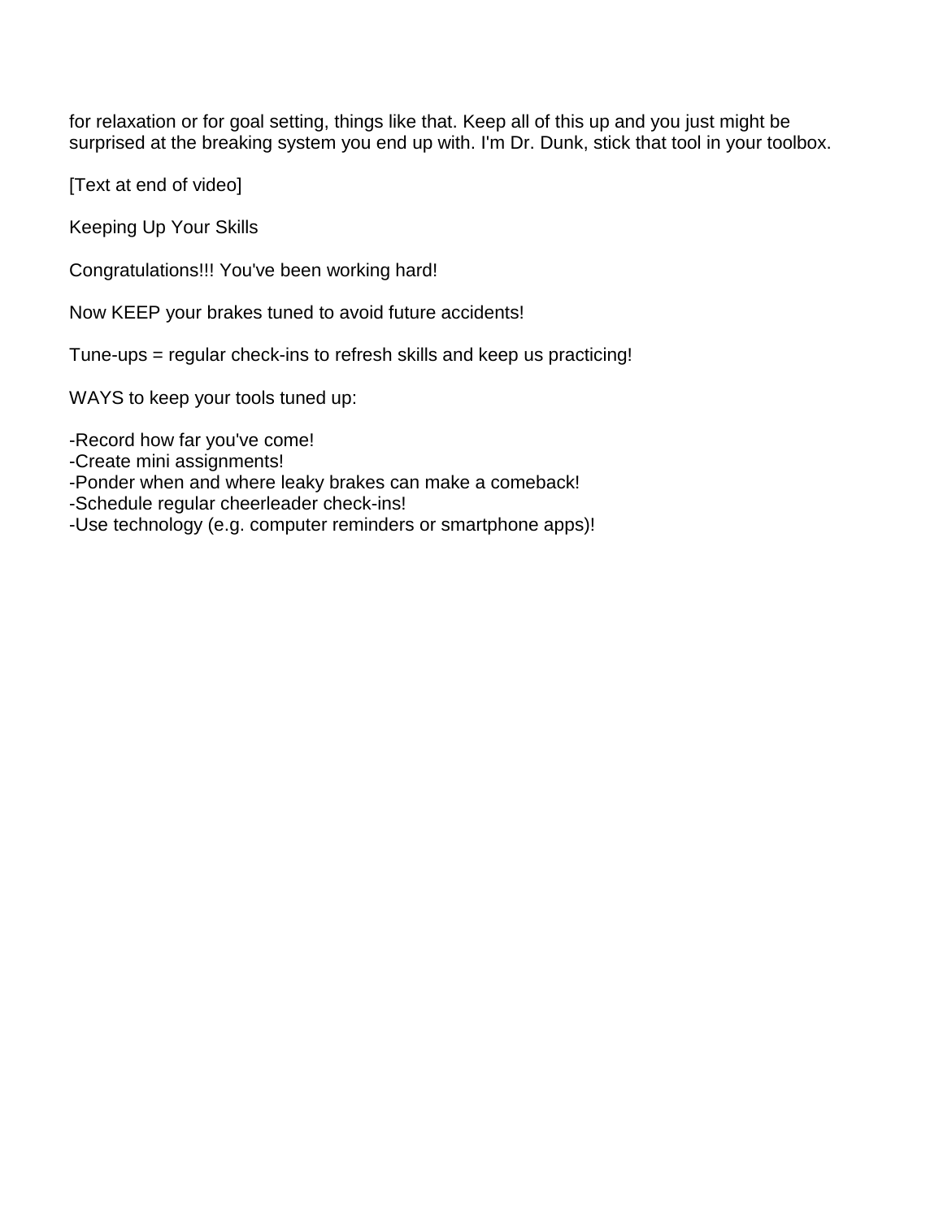for relaxation or for goal setting, things like that. Keep all of this up and you just might be surprised at the breaking system you end up with. I'm Dr. Dunk, stick that tool in your toolbox.

[Text at end of video]

Keeping Up Your Skills

Congratulations!!! You've been working hard!

Now KEEP your brakes tuned to avoid future accidents!

Tune-ups = regular check-ins to refresh skills and keep us practicing!

WAYS to keep your tools tuned up:

- Record how far you've come!
- Create mini assignments!
- Ponder when and where leaky brakes can make a comeback!
- Schedule regular cheerleader check-ins!
- Use technology (e.g. computer reminders or smartphone apps)!